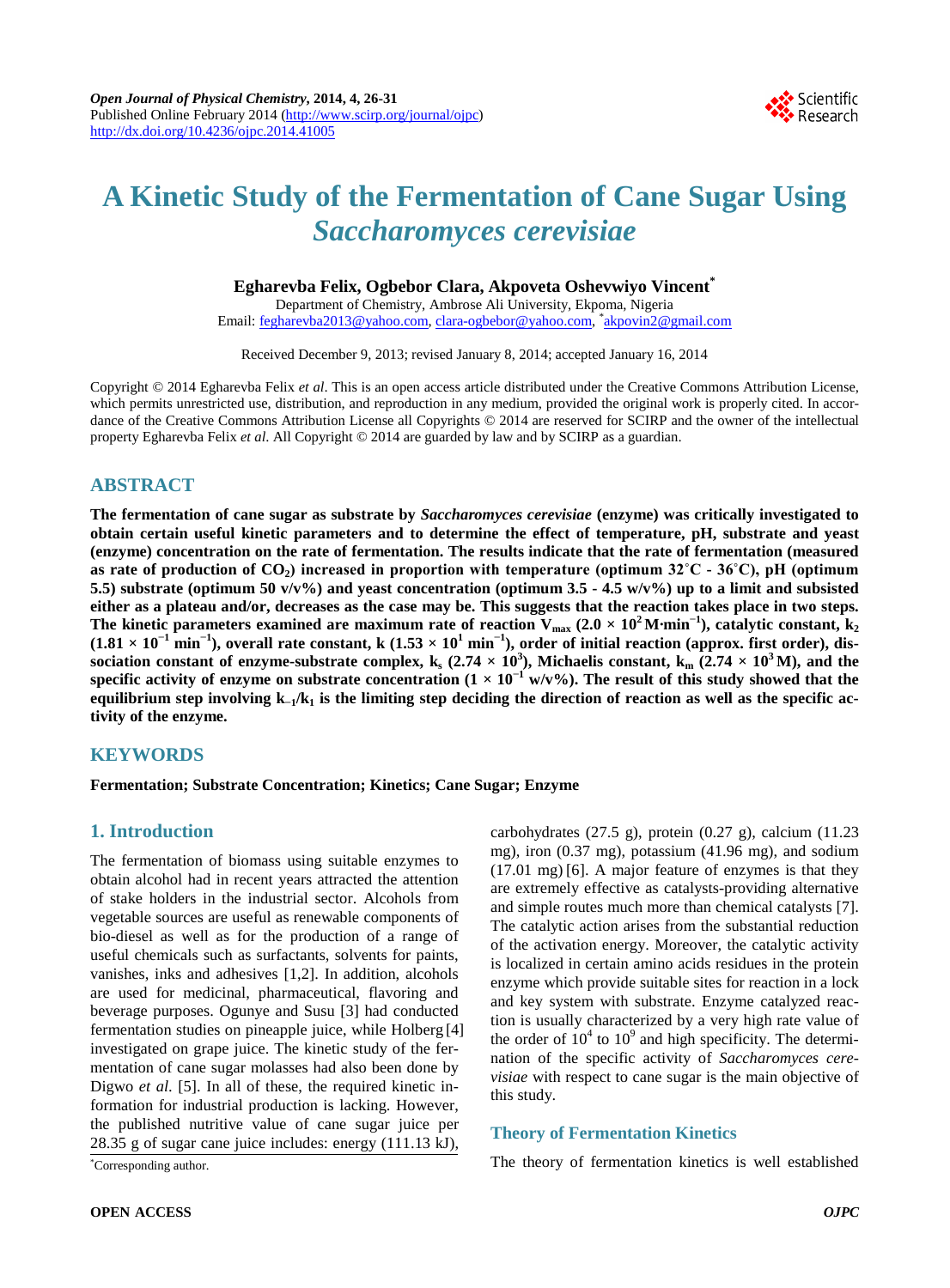# A Kinetic Study of the Fermentation of Cane Sugar Using *Saccharomyces cerevisiae*

**Egharevba Felix, Ogbebor Clara, Akpoveta Oshevwiyo Vincent***

Department of Chemistry, Ambrose Ali University, Ekpoma, Nigeria
Email: fegharevba2013@yahoo.com, clara-ogbebor@yahoo.com, *akpovin2@gmail.com

Received December 9, 2013; revised January 8, 2014; accepted January 16, 2014

Copyright © 2014 Egharevba Felix *et al*. This is an open access article distributed under the Creative Commons Attribution License, which permits unrestricted use, distribution, and reproduction in any medium, provided the original work is properly cited. In accordance of the Creative Commons Attribution License all Copyrights © 2014 are reserved for SCIRP and the owner of the intellectual property Egharevba Felix *et al*. All Copyright © 2014 are guarded by law and by SCIRP as a guardian.

## ABSTRACT

**The fermentation of cane sugar as substrate by *Saccharomyces cerevisiae* (enzyme) was critically investigated to obtain certain useful kinetic parameters and to determine the effect of temperature, pH, substrate and yeast (enzyme) concentration on the rate of fermentation. The results indicate that the rate of fermentation (measured as rate of production of $CO_2$) increased in proportion with temperature (optimum 32˚C - 36˚C), pH (optimum 5.5) substrate (optimum 50 v/v%) and yeast concentration (optimum 3.5 - 4.5 w/v%) up to a limit and subsisted either as a plateau and/or, decreases as the case may be. This suggests that the reaction takes place in two steps. The kinetic parameters examined are maximum rate of reaction $V_{max}$ ($2.0 \times 10^2$ M·min$^{-1}$), catalytic constant, $k_2$ ($1.81 \times 10^{-1}$ min$^{-1}$), overall rate constant, k ($1.53 \times 10^1$ min$^{-1}$), order of initial reaction (approx. first order), dissociation constant of enzyme-substrate complex, $k_s$ ($2.74 \times 10^3$), Michaelis constant, $k_m$ ($2.74 \times 10^3$ M), and the specific activity of enzyme on substrate concentration ($1 \times 10^{-1}$ w/v%). The result of this study showed that the equilibrium step involving $k_{-1}/k_1$ is the limiting step deciding the direction of reaction as well as the specific activity of the enzyme.**

## KEYWORDS

**Fermentation; Substrate Concentration; Kinetics; Cane Sugar; Enzyme**

## 1. Introduction

The fermentation of biomass using suitable enzymes to obtain alcohol had in recent years attracted the attention of stake holders in the industrial sector. Alcohols from vegetable sources are useful as renewable components of bio-diesel as well as for the production of a range of useful chemicals such as surfactants, solvents for paints, vanishes, inks and adhesives [1,2]. In addition, alcohols are used for medicinal, pharmaceutical, flavoring and beverage purposes. Ogunye and Susu [3] had conducted fermentation studies on pineapple juice, while Holberg [4] investigated on grape juice. The kinetic study of the fermentation of cane sugar molasses had also been done by Digwo *et al*. [5]. In all of these, the required kinetic information for industrial production is lacking. However, the published nutritive value of cane sugar juice per 28.35 g of sugar cane juice includes: energy (111.13 kJ), carbohydrates (27.5 g), protein (0.27 g), calcium (11.23 mg), iron (0.37 mg), potassium (41.96 mg), and sodium (17.01 mg) [6]. A major feature of enzymes is that they are extremely effective as catalysts-providing alternative and simple routes much more than chemical catalysts [7]. The catalytic action arises from the substantial reduction of the activation energy. Moreover, the catalytic activity is localized in certain amino acids residues in the protein enzyme which provide suitable sites for reaction in a lock and key system with substrate. Enzyme catalyzed reaction is usually characterized by a very high rate value of the order of $10^4$ to $10^9$ and high specificity. The determination of the specific activity of *Saccharomyces cerevisiae* with respect to cane sugar is the main objective of this study.

### Theory of Fermentation Kinetics

The theory of fermentation kinetics is well established

*Corresponding author.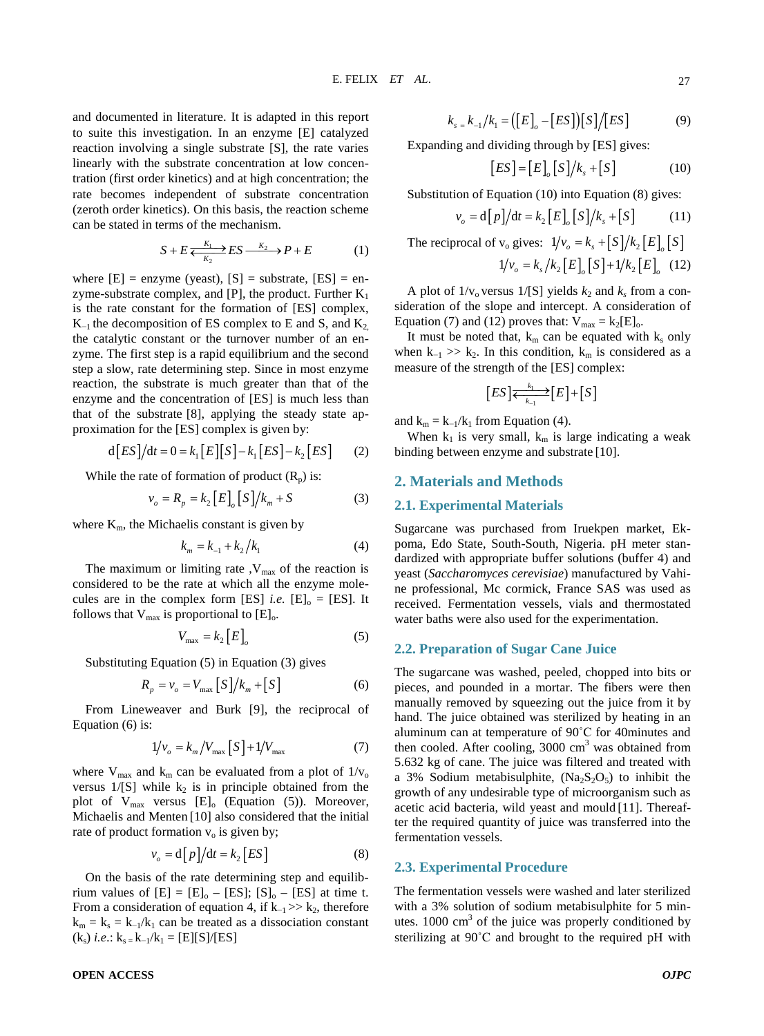and documented in literature. It is adapted in this report to suite this investigation. In an enzyme [E] catalyzed reaction involving a single substrate [S], the rate varies linearly with the substrate concentration at low concentration (first order kinetics) and at high concentration; the rate becomes independent of substrate concentration (zeroth order kinetics). On this basis, the reaction scheme can be stated in terms of the mechanism.

$$S + E \underset{K_2}{\overset{K_1}{\rightleftarrows}} ES \xrightarrow{K_2} P + E \quad (1)$$

where [E] = enzyme (yeast), [S] = substrate, [ES] = enzyme-substrate complex, and [P], the product. Further $K_1$ is the rate constant for the formation of [ES] complex, $K_{-1}$ the decomposition of ES complex to E and S, and $K_2$ the catalytic constant or the turnover number of an enzyme. The first step is a rapid equilibrium and the second step a slow, rate determining step. Since in most enzyme reaction, the substrate is much greater than that of the enzyme and the concentration of [ES] is much less than that of the substrate [8], applying the steady state approximation for the [ES] complex is given by:

$$\mathrm{d}[ES]/\mathrm{d}t = 0 = k_1[E][S] - k_1[ES] - k_2[ES] \quad (2)$$

While the rate of formation of product ($R_p$) is:

$$v_o = R_p = k_2[E]_o[S]/k_m + S \quad (3)$$

where $K_m$, the Michaelis constant is given by

$$k_m = k_{-1} + k_2/k_1 \quad (4)$$

The maximum or limiting rate ,$V_{max}$ of the reaction is considered to be the rate at which all the enzyme molecules are in the complex form [ES] *i.e.* $[E]_o$ = [ES]. It follows that $V_{max}$ is proportional to $[E]_o$.

$$V_{max} = k_2[E]_o \quad (5)$$

Substituting Equation (5) in Equation (3) gives

$$R_p = v_o = V_{max}[S]/k_m + [S] \quad (6)$$

From Lineweaver and Burk [9], the reciprocal of Equation (6) is:

$$1/v_o = k_m/V_{max}[S] + 1/V_{max} \quad (7)$$

where $V_{max}$ and $k_m$ can be evaluated from a plot of $1/v_o$ versus $1/[S]$ while $k_2$ is in principle obtained from the plot of $V_{max}$ versus $[E]_o$ (Equation (5)). Moreover, Michaelis and Menten [10] also considered that the initial rate of product formation $v_o$ is given by;

$$v_o = \mathrm{d}[p]/\mathrm{d}t = k_2[ES] \quad (8)$$

On the basis of the rate determining step and equilibrium values of [E] = $[E]_o$ – [ES]; $[S]_o$ – [ES] at time t. From a consideration of equation 4, if $k_{-1} >> k_2$, therefore $k_m = k_s = k_{-1}/k_1$ can be treated as a dissociation constant ($k_s$) *i.e.*: $k_s = k_{-1}/k_1$ = [E][S]/[ES]

$$k_s = k_{-1}/k_1 = ([E]_o - [ES])[S]/[ES] \quad (9)$$

Expanding and dividing through by [ES] gives:

$$[ES] = [E]_o[S]/k_s + [S] \quad (10)$$

Substitution of Equation (10) into Equation (8) gives:

$$v_o = \mathrm{d}[p]/\mathrm{d}t = k_2[E]_o[S]/k_s + [S] \quad (11)$$

The reciprocal of $v_o$ gives: $1/v_o = k_s + [S]/k_2[E]_o[S]$

$$1/v_o = k_s/k_2[E]_o[S] + 1/k_2[E]_o \quad (12)$$

A plot of $1/v_o$ versus $1/[S]$ yields $k_2$ and $k_s$ from a consideration of the slope and intercept. A consideration of Equation (7) and (12) proves that: $V_{max} = k_2[E]_o$.

It must be noted that, $k_m$ can be equated with $k_s$ only when $k_{-1} >> k_2$. In this condition, $k_m$ is considered as a measure of the strength of the [ES] complex:

$$[ES] \underset{k_{-1}}{\overset{k_1}{\rightleftarrows}} [E] + [S]$$

and $k_m = k_{-1}/k_1$ from Equation (4).

When $k_1$ is very small, $k_m$ is large indicating a weak binding between enzyme and substrate [10].

## 2. Materials and Methods

### 2.1. Experimental Materials

Sugarcane was purchased from Iruekpen market, Ekpoma, Edo State, South-South, Nigeria. pH meter standardized with appropriate buffer solutions (buffer 4) and yeast (*Saccharomyces cerevisiae*) manufactured by Vahine professional, Mc cormick, France SAS was used as received. Fermentation vessels, vials and thermostated water baths were also used for the experimentation.

### 2.2. Preparation of Sugar Cane Juice

The sugarcane was washed, peeled, chopped into bits or pieces, and pounded in a mortar. The fibers were then manually removed by squeezing out the juice from it by hand. The juice obtained was sterilized by heating in an aluminum can at temperature of 90˚C for 40minutes and then cooled. After cooling, 3000 $cm^3$ was obtained from 5.632 kg of cane. The juice was filtered and treated with a 3% Sodium metabisulphite, ($Na_2S_2O_5$) to inhibit the growth of any undesirable type of microorganism such as acetic acid bacteria, wild yeast and mould [11]. Thereafter the required quantity of juice was transferred into the fermentation vessels.

### 2.3. Experimental Procedure

The fermentation vessels were washed and later sterilized with a 3% solution of sodium metabisulphite for 5 minutes. 1000 $cm^3$ of the juice was properly conditioned by sterilizing at 90˚C and brought to the required pH with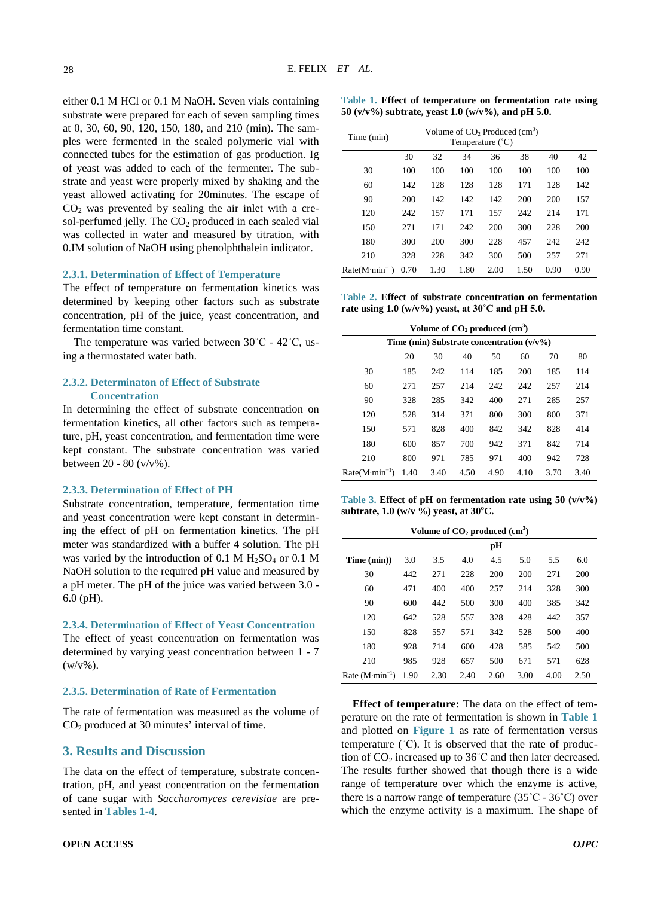either 0.1 M HCl or 0.1 M NaOH. Seven vials containing substrate were prepared for each of seven sampling times at 0, 30, 60, 90, 120, 150, 180, and 210 (min). The samples were fermented in the sealed polymeric vial with connected tubes for the estimation of gas production. Ig of yeast was added to each of the fermenter. The substrate and yeast were properly mixed by shaking and the yeast allowed activating for 20minutes. The escape of $CO_2$ was prevented by sealing the air inlet with a cresol-perfumed jelly. The $CO_2$ produced in each sealed vial was collected in water and measured by titration, with 0.IM solution of NaOH using phenolphthalein indicator.

#### 2.3.1. Determination of Effect of Temperature

The effect of temperature on fermentation kinetics was determined by keeping other factors such as substrate concentration, pH of the juice, yeast concentration, and fermentation time constant.

The temperature was varied between 30˚C - 42˚C, using a thermostated water bath.

#### 2.3.2. Determinaton of Effect of Substrate Concentration

In determining the effect of substrate concentration on fermentation kinetics, all other factors such as temperature, pH, yeast concentration, and fermentation time were kept constant. The substrate concentration was varied between 20 - 80 (v/v%).

#### 2.3.3. Determination of Effect of PH

Substrate concentration, temperature, fermentation time and yeast concentration were kept constant in determining the effect of pH on fermentation kinetics. The pH meter was standardized with a buffer 4 solution. The pH was varied by the introduction of 0.1 M $H_2SO_4$ or 0.1 M NaOH solution to the required pH value and measured by a pH meter. The pH of the juice was varied between 3.0 - 6.0 (pH).

#### 2.3.4. Determination of Effect of Yeast Concentration

The effect of yeast concentration on fermentation was determined by varying yeast concentration between 1 - 7 (w/v%).

#### 2.3.5. Determination of Rate of Fermentation

The rate of fermentation was measured as the volume of $CO_2$ produced at 30 minutes' interval of time.

## 3. Results and Discussion

The data on the effect of temperature, substrate concentration, pH, and yeast concentration on the fermentation of cane sugar with *Saccharomyces cerevisiae* are presented in Tables 1-4.

**Table 1.** Effect of temperature on fermentation rate using 50 (v/v%) subtrate, yeast 1.0 (w/v%), and pH 5.0.

| Time (min) | Volume of $CO_2$ Produced ($cm^3$) Temperature (˚C) | | | | | | |
|---|---|---|---|---|---|---|---|
| | 30 | 32 | 34 | 36 | 38 | 40 | 42 |
| 30 | 100 | 100 | 100 | 100 | 100 | 100 | 100 |
| 60 | 142 | 128 | 128 | 128 | 171 | 128 | 142 |
| 90 | 200 | 142 | 142 | 142 | 200 | 200 | 157 |
| 120 | 242 | 157 | 171 | 157 | 242 | 214 | 171 |
| 150 | 271 | 171 | 242 | 200 | 300 | 228 | 200 |
| 180 | 300 | 200 | 300 | 228 | 457 | 242 | 242 |
| 210 | 328 | 228 | 342 | 300 | 500 | 257 | 271 |
| Rate($M \cdot min^{-1}$) | 0.70 | 1.30 | 1.80 | 2.00 | 1.50 | 0.90 | 0.90 |

**Table 2.** Effect of substrate concentration on fermentation rate using 1.0 (w/v%) yeast, at 30˚C and pH 5.0.

| Volume of $CO_2$ produced ($cm^3$) | | | | | | | |
|---|---|---|---|---|---|---|---|
| Time (min) Substrate concentration (v/v%) | | | | | | | |
| | 20 | 30 | 40 | 50 | 60 | 70 | 80 |
| 30 | 185 | 242 | 114 | 185 | 200 | 185 | 114 |
| 60 | 271 | 257 | 214 | 242 | 242 | 257 | 214 |
| 90 | 328 | 285 | 342 | 400 | 271 | 285 | 257 |
| 120 | 528 | 314 | 371 | 800 | 300 | 800 | 371 |
| 150 | 571 | 828 | 400 | 842 | 342 | 828 | 414 |
| 180 | 600 | 857 | 700 | 942 | 371 | 842 | 714 |
| 210 | 800 | 971 | 785 | 971 | 400 | 942 | 728 |
| Rate($M \cdot min^{-1}$) | 1.40 | 3.40 | 4.50 | 4.90 | 4.10 | 3.70 | 3.40 |

**Table 3.** Effect of pH on fermentation rate using 50 (v/v%) subtrate, 1.0 (w/v %) yeast, at 30°C.

| Volume of $CO_2$ produced ($cm^3$) | | | | | | | |
|---|---|---|---|---|---|---|---|
| | pH | | | | | | |
| Time (min)) | 3.0 | 3.5 | 4.0 | 4.5 | 5.0 | 5.5 | 6.0 |
| 30 | 442 | 271 | 228 | 200 | 200 | 271 | 200 |
| 60 | 471 | 400 | 400 | 257 | 214 | 328 | 300 |
| 90 | 600 | 442 | 500 | 300 | 400 | 385 | 342 |
| 120 | 642 | 528 | 557 | 328 | 428 | 442 | 357 |
| 150 | 828 | 557 | 571 | 342 | 528 | 500 | 400 |
| 180 | 928 | 714 | 600 | 428 | 585 | 542 | 500 |
| 210 | 985 | 928 | 657 | 500 | 671 | 571 | 628 |
| Rate ($M \cdot min^{-1}$) | 1.90 | 2.30 | 2.40 | 2.60 | 3.00 | 4.00 | 2.50 |

**Effect of temperature:** The data on the effect of temperature on the rate of fermentation is shown in Table 1 and plotted on Figure 1 as rate of fermentation versus temperature (˚C). It is observed that the rate of production of $CO_2$ increased up to 36˚C and then later decreased. The results further showed that though there is a wide range of temperature over which the enzyme is active, there is a narrow range of temperature (35˚C - 36˚C) over which the enzyme activity is a maximum. The shape of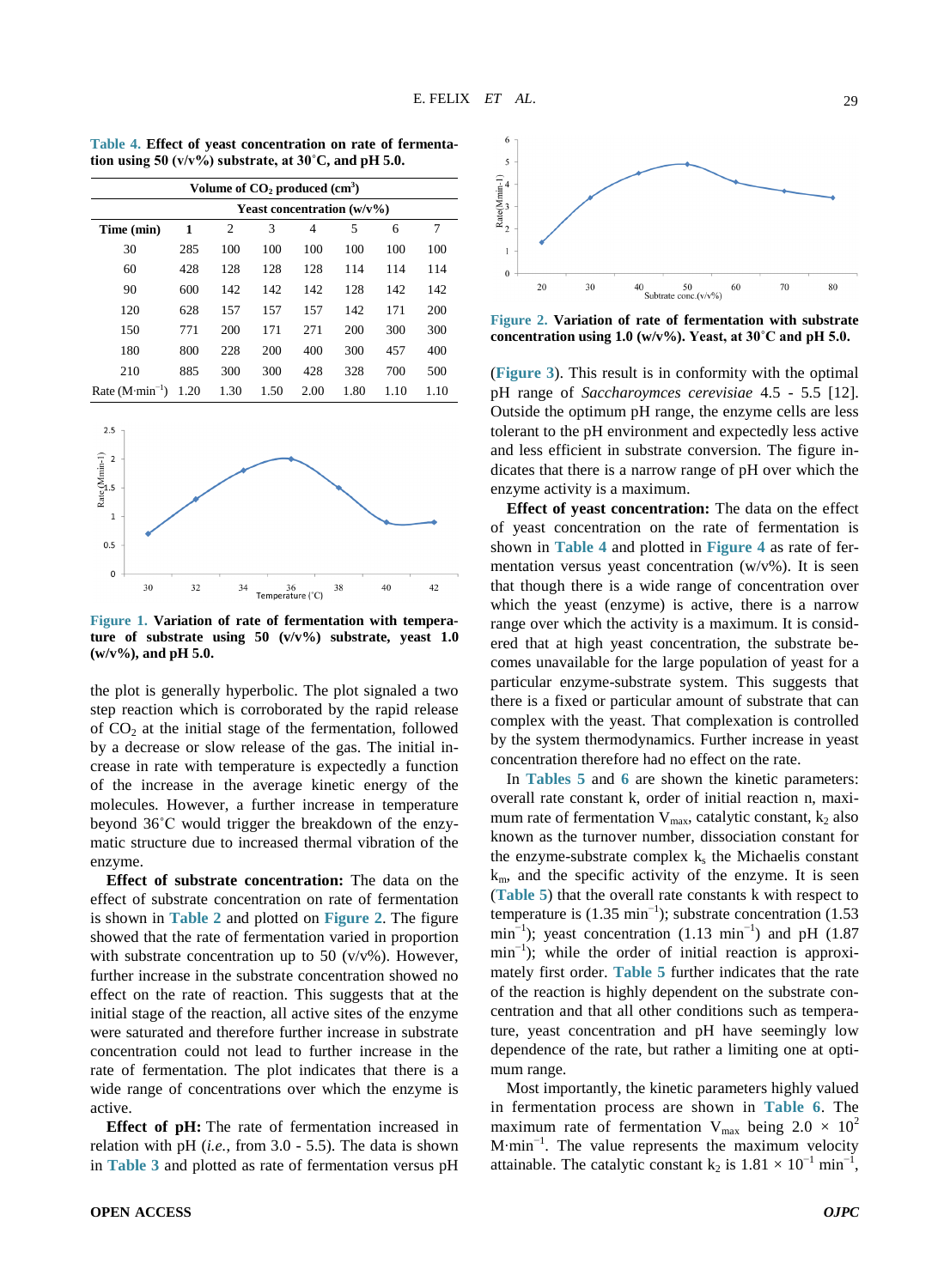**Table 4.** Effect of yeast concentration on rate of fermentation using 50 (v/v%) substrate, at 30˚C, and pH 5.0.

| Volume of $CO_2$ produced ($cm^3$) | | | | | | | |
|---|---|---|---|---|---|---|---|
| | Yeast concentration (w/v%) | | | | | | |
| Time (min) | 1 | 2 | 3 | 4 | 5 | 6 | 7 |
| 30 | 285 | 100 | 100 | 100 | 100 | 100 | 100 |
| 60 | 428 | 128 | 128 | 128 | 114 | 114 | 114 |
| 90 | 600 | 142 | 142 | 142 | 128 | 142 | 142 |
| 120 | 628 | 157 | 157 | 157 | 142 | 171 | 200 |
| 150 | 771 | 200 | 171 | 271 | 200 | 300 | 300 |
| 180 | 800 | 228 | 200 | 400 | 300 | 457 | 400 |
| 210 | 885 | 300 | 300 | 428 | 328 | 700 | 500 |
| Rate ($M \cdot min^{-1}$) | 1.20 | 1.30 | 1.50 | 2.00 | 1.80 | 1.10 | 1.10 |

**Figure 1.** Variation of rate of fermentation with temperature of substrate using 50 (v/v%) substrate, yeast 1.0 (w/v%), and pH 5.0.

the plot is generally hyperbolic. The plot signaled a two step reaction which is corroborated by the rapid release of $CO_2$ at the initial stage of the fermentation, followed by a decrease or slow release of the gas. The initial increase in rate with temperature is expectedly a function of the increase in the average kinetic energy of the molecules. However, a further increase in temperature beyond 36˚C would trigger the breakdown of the enzymatic structure due to increased thermal vibration of the enzyme.

**Effect of substrate concentration:** The data on the effect of substrate concentration on rate of fermentation is shown in Table 2 and plotted on Figure 2. The figure showed that the rate of fermentation varied in proportion with substrate concentration up to 50 (v/v%). However, further increase in the substrate concentration showed no effect on the rate of reaction. This suggests that at the initial stage of the reaction, all active sites of the enzyme were saturated and therefore further increase in substrate concentration could not lead to further increase in the rate of fermentation. The plot indicates that there is a wide range of concentrations over which the enzyme is active.

**Effect of pH:** The rate of fermentation increased in relation with pH (*i.e.*, from 3.0 - 5.5). The data is shown in Table 3 and plotted as rate of fermentation versus pH

**Figure 2.** Variation of rate of fermentation with substrate concentration using 1.0 (w/v%). Yeast, at 30˚C and pH 5.0.

(Figure 3). This result is in conformity with the optimal pH range of *Saccharoymces cerevisiae* 4.5 - 5.5 [12]. Outside the optimum pH range, the enzyme cells are less tolerant to the pH environment and expectedly less active and less efficient in substrate conversion. The figure indicates that there is a narrow range of pH over which the enzyme activity is a maximum.

**Effect of yeast concentration:** The data on the effect of yeast concentration on the rate of fermentation is shown in Table 4 and plotted in Figure 4 as rate of fermentation versus yeast concentration (w/v%). It is seen that though there is a wide range of concentration over which the yeast (enzyme) is active, there is a narrow range over which the activity is a maximum. It is considered that at high yeast concentration, the substrate becomes unavailable for the large population of yeast for a particular enzyme-substrate system. This suggests that there is a fixed or particular amount of substrate that can complex with the yeast. That complexation is controlled by the system thermodynamics. Further increase in yeast concentration therefore had no effect on the rate.

In Tables 5 and 6 are shown the kinetic parameters: overall rate constant k, order of initial reaction n, maximum rate of fermentation $V_{max}$, catalytic constant, $k_2$ also known as the turnover number, dissociation constant for the enzyme-substrate complex $k_s$ the Michaelis constant $k_m$, and the specific activity of the enzyme. It is seen (Table 5) that the overall rate constants k with respect to temperature is ($1.35\ min^{-1}$); substrate concentration ($1.53\ min^{-1}$); yeast concentration ($1.13\ min^{-1}$) and pH ($1.87\ min^{-1}$); while the order of initial reaction is approximately first order. Table 5 further indicates that the rate of the reaction is highly dependent on the substrate concentration and that all other conditions such as temperature, yeast concentration and pH have seemingly low dependence of the rate, but rather a limiting one at optimum range.

Most importantly, the kinetic parameters highly valued in fermentation process are shown in Table 6. The maximum rate of fermentation $V_{max}$ being $2.0 \times 10^2\ M \cdot min^{-1}$. The value represents the maximum velocity attainable. The catalytic constant $k_2$ is $1.81 \times 10^{-1}\ min^{-1}$,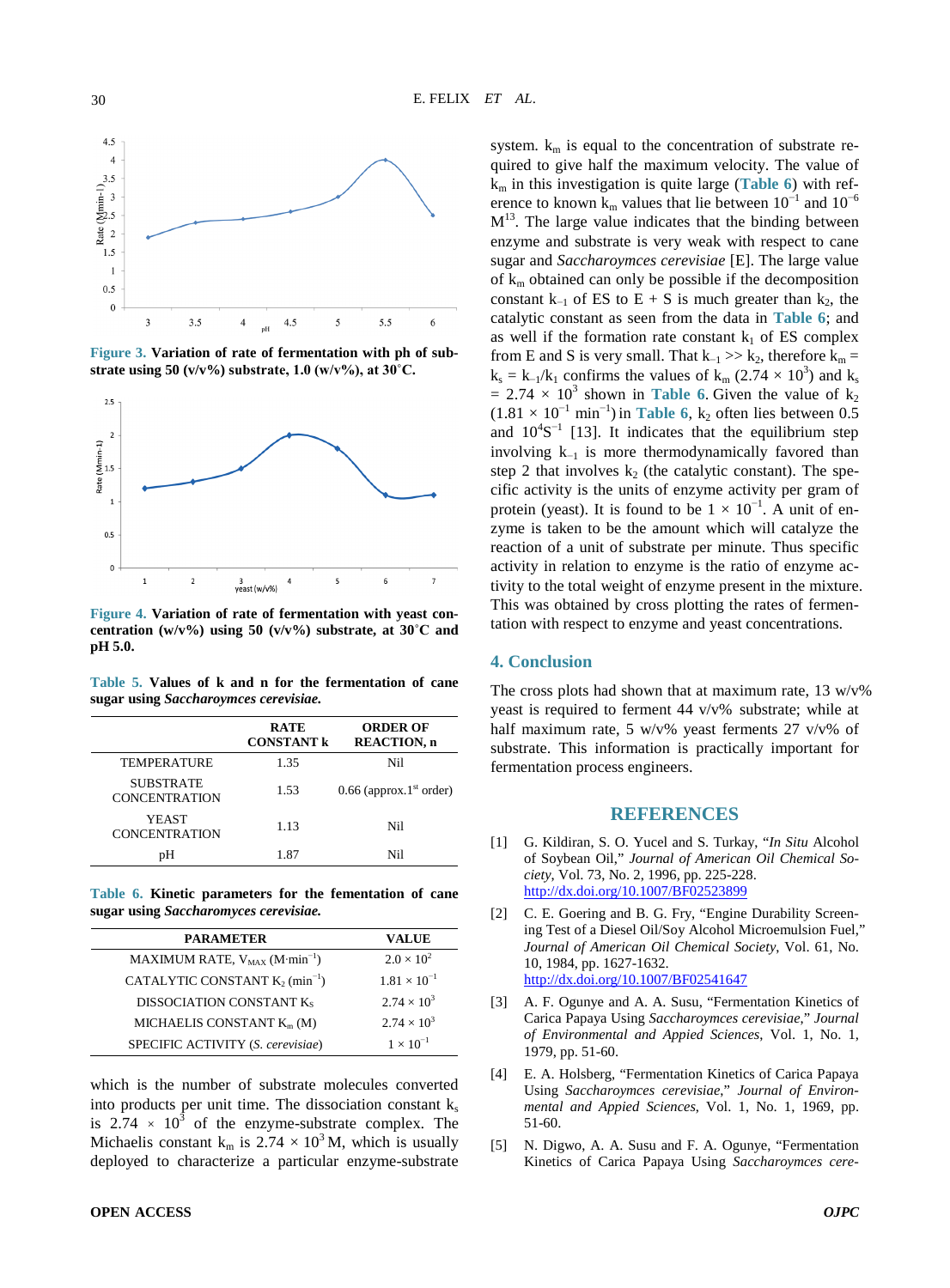Figure 3. **Variation of rate of fermentation with ph of substrate using 50 (v/v%) substrate, 1.0 (w/v%), at 30˚C.**

Figure 4. **Variation of rate of fermentation with yeast concentration (w/v%) using 50 (v/v%) substrate, at 30˚C and pH 5.0.**

Table 5. **Values of k and n for the fermentation of cane sugar using *Saccharoymces cerevisiae.***

| | RATE CONSTANT k | ORDER OF REACTION, n |
|---|---|---|
| TEMPERATURE | 1.35 | Nil |
| SUBSTRATE CONCENTRATION | 1.53 | 0.66 (approx.1st order) |
| YEAST CONCENTRATION | 1.13 | Nil |
| pH | 1.87 | Nil |

Table 6. **Kinetic parameters for the fementation of cane sugar using *Saccharomyces cerevisiae.***

| PARAMETER | VALUE |
|---|---|
| MAXIMUM RATE, $V_{MAX}$ ($M\cdot min^{-1}$) | $2.0 \times 10^2$ |
| CATALYTIC CONSTANT $K_2$ ($min^{-1}$) | $1.81 \times 10^{-1}$ |
| DISSOCIATION CONSTANT $K_S$ | $2.74 \times 10^3$ |
| MICHAELIS CONSTANT $K_m$ (M) | $2.74 \times 10^3$ |
| SPECIFIC ACTIVITY (*S. cerevisiae*) | $1 \times 10^{-1}$ |

which is the number of substrate molecules converted into products per unit time. The dissociation constant $k_s$ is $2.74 \times 10^3$ of the enzyme-substrate complex. The Michaelis constant $k_m$ is $2.74 \times 10^3$ M, which is usually deployed to characterize a particular enzyme-substrate system. $k_m$ is equal to the concentration of substrate required to give half the maximum velocity. The value of $k_m$ in this investigation is quite large (**Table 6**) with reference to known $k_m$ values that lie between $10^{-1}$ and $10^{-6}$ $M^{13}$. The large value indicates that the binding between enzyme and substrate is very weak with respect to cane sugar and *Saccharoymces cerevisiae* [E]. The large value of $k_m$ obtained can only be possible if the decomposition constant $k_{-1}$ of ES to E + S is much greater than $k_2$, the catalytic constant as seen from the data in **Table 6**; and as well if the formation rate constant $k_1$ of ES complex from E and S is very small. That $k_{-1} >> k_2$, therefore $k_m = k_s = k_{-1}/k_1$ confirms the values of $k_m$ ($2.74 \times 10^3$) and $k_s = 2.74 \times 10^3$ shown in **Table 6**. Given the value of $k_2$ ($1.81 \times 10^{-1}$ $min^{-1}$) in **Table 6**, $k_2$ often lies between 0.5 and $10^4 S^{-1}$ [13]. It indicates that the equilibrium step involving $k_{-1}$ is more thermodynamically favored than step 2 that involves $k_2$ (the catalytic constant). The specific activity is the units of enzyme activity per gram of protein (yeast). It is found to be $1 \times 10^{-1}$. A unit of enzyme is taken to be the amount which will catalyze the reaction of a unit of substrate per minute. Thus specific activity in relation to enzyme is the ratio of enzyme activity to the total weight of enzyme present in the mixture. This was obtained by cross plotting the rates of fermentation with respect to enzyme and yeast concentrations.

## 4. Conclusion

The cross plots had shown that at maximum rate, 13 w/v% yeast is required to ferment 44 v/v% substrate; while at half maximum rate, 5 w/v% yeast ferments 27 v/v% of substrate. This information is practically important for fermentation process engineers.

## REFERENCES

[1] G. Kildiran, S. O. Yucel and S. Turkay, "*In Situ* Alcohol of Soybean Oil," *Journal of American Oil Chemical Society*, Vol. 73, No. 2, 1996, pp. 225-228. http://dx.doi.org/10.1007/BF02523899

[2] C. E. Goering and B. G. Fry, "Engine Durability Screening Test of a Diesel Oil/Soy Alcohol Microemulsion Fuel," *Journal of American Oil Chemical Society*, Vol. 61, No. 10, 1984, pp. 1627-1632. http://dx.doi.org/10.1007/BF02541647

[3] A. F. Ogunye and A. A. Susu, "Fermentation Kinetics of Carica Papaya Using *Saccharoymces cerevisiae*," *Journal of Environmental and Appied Sciences*, Vol. 1, No. 1, 1979, pp. 51-60.

[4] E. A. Holsberg, "Fermentation Kinetics of Carica Papaya Using *Saccharoymces cerevisiae*," *Journal of Environmental and Appied Sciences*, Vol. 1, No. 1, 1969, pp. 51-60.

[5] N. Digwo, A. A. Susu and F. A. Ogunye, "Fermentation Kinetics of Carica Papaya Using *Saccharoymces cere-*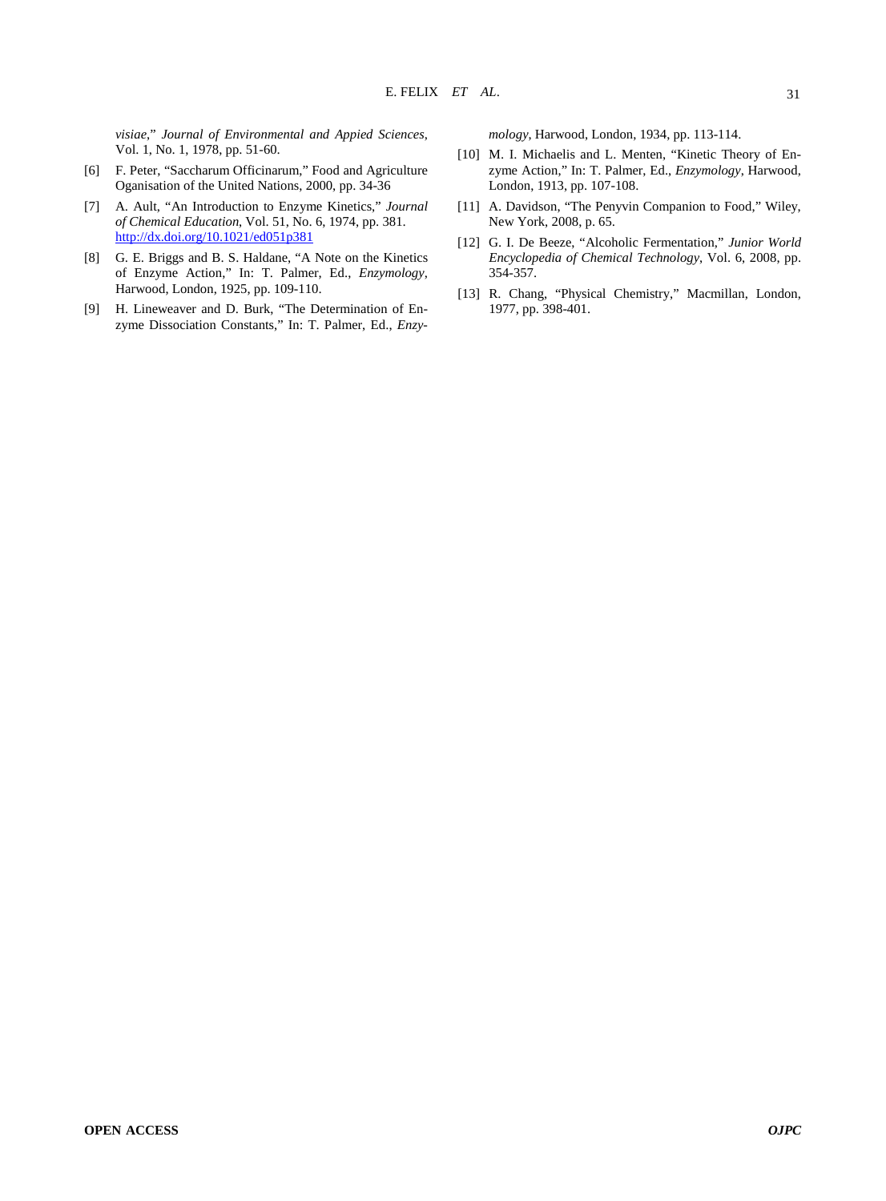*visiae*," *Journal of Environmental and Appied Sciences*, Vol. 1, No. 1, 1978, pp. 51-60.

[6] F. Peter, "Saccharum Officinarum," Food and Agriculture Oganisation of the United Nations, 2000, pp. 34-36

[7] A. Ault, "An Introduction to Enzyme Kinetics," *Journal of Chemical Education*, Vol. 51, No. 6, 1974, pp. 381. http://dx.doi.org/10.1021/ed051p381

[8] G. E. Briggs and B. S. Haldane, "A Note on the Kinetics of Enzyme Action," In: T. Palmer, Ed., *Enzymology*, Harwood, London, 1925, pp. 109-110.

[9] H. Lineweaver and D. Burk, "The Determination of Enzyme Dissociation Constants," In: T. Palmer, Ed., *Enzymology*, Harwood, London, 1934, pp. 113-114.

[10] M. I. Michaelis and L. Menten, "Kinetic Theory of Enzyme Action," In: T. Palmer, Ed., *Enzymology*, Harwood, London, 1913, pp. 107-108.

[11] A. Davidson, "The Penyvin Companion to Food," Wiley, New York, 2008, p. 65.

[12] G. I. De Beeze, "Alcoholic Fermentation," *Junior World Encyclopedia of Chemical Technology*, Vol. 6, 2008, pp. 354-357.

[13] R. Chang, "Physical Chemistry," Macmillan, London, 1977, pp. 398-401.